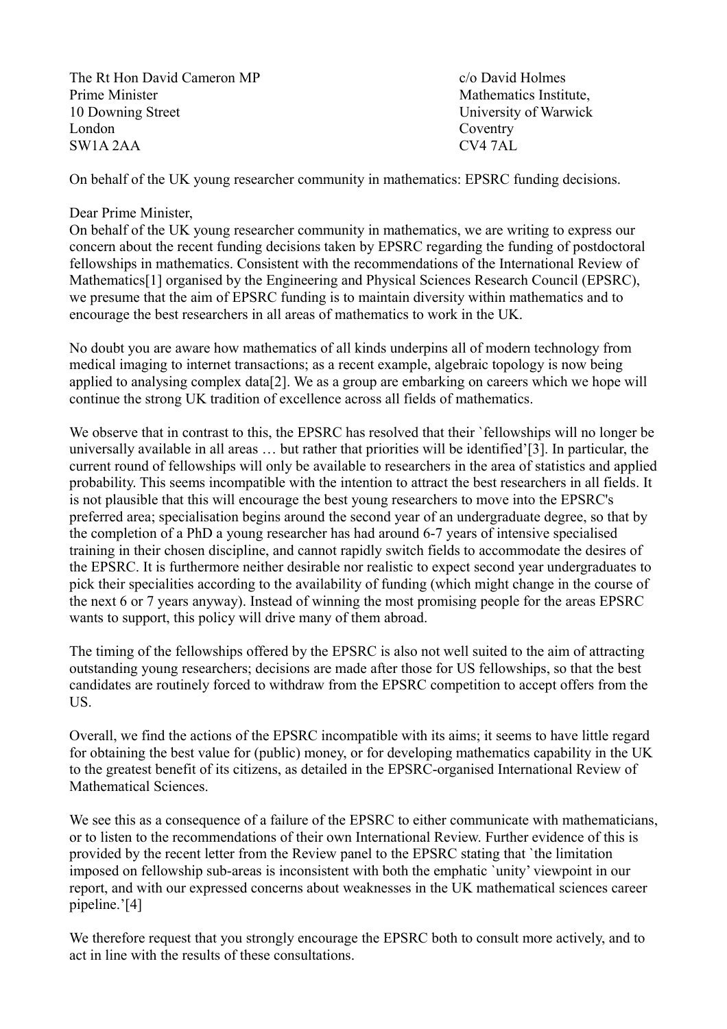The Rt Hon David Cameron MP
Prime Minister
10 Downing Street
London
SW1A 2AA

c/o David Holmes
Mathematics Institute,
University of Warwick
Coventry
CV4 7AL

On behalf of the UK young researcher community in mathematics: EPSRC funding decisions.

Dear Prime Minister,

On behalf of the UK young researcher community in mathematics, we are writing to express our concern about the recent funding decisions taken by EPSRC regarding the funding of postdoctoral fellowships in mathematics. Consistent with the recommendations of the International Review of Mathematics[1] organised by the Engineering and Physical Sciences Research Council (EPSRC), we presume that the aim of EPSRC funding is to maintain diversity within mathematics and to encourage the best researchers in all areas of mathematics to work in the UK.

No doubt you are aware how mathematics of all kinds underpins all of modern technology from medical imaging to internet transactions; as a recent example, algebraic topology is now being applied to analysing complex data[2]. We as a group are embarking on careers which we hope will continue the strong UK tradition of excellence across all fields of mathematics.

We observe that in contrast to this, the EPSRC has resolved that their `fellowships will no longer be universally available in all areas … but rather that priorities will be identified'[3]. In particular, the current round of fellowships will only be available to researchers in the area of statistics and applied probability. This seems incompatible with the intention to attract the best researchers in all fields. It is not plausible that this will encourage the best young researchers to move into the EPSRC's preferred area; specialisation begins around the second year of an undergraduate degree, so that by the completion of a PhD a young researcher has had around 6-7 years of intensive specialised training in their chosen discipline, and cannot rapidly switch fields to accommodate the desires of the EPSRC. It is furthermore neither desirable nor realistic to expect second year undergraduates to pick their specialities according to the availability of funding (which might change in the course of the next 6 or 7 years anyway). Instead of winning the most promising people for the areas EPSRC wants to support, this policy will drive many of them abroad.

The timing of the fellowships offered by the EPSRC is also not well suited to the aim of attracting outstanding young researchers; decisions are made after those for US fellowships, so that the best candidates are routinely forced to withdraw from the EPSRC competition to accept offers from the US.

Overall, we find the actions of the EPSRC incompatible with its aims; it seems to have little regard for obtaining the best value for (public) money, or for developing mathematics capability in the UK to the greatest benefit of its citizens, as detailed in the EPSRC-organised International Review of Mathematical Sciences.

We see this as a consequence of a failure of the EPSRC to either communicate with mathematicians, or to listen to the recommendations of their own International Review. Further evidence of this is provided by the recent letter from the Review panel to the EPSRC stating that `the limitation imposed on fellowship sub-areas is inconsistent with both the emphatic `unity' viewpoint in our report, and with our expressed concerns about weaknesses in the UK mathematical sciences career pipeline.'[4]

We therefore request that you strongly encourage the EPSRC both to consult more actively, and to act in line with the results of these consultations.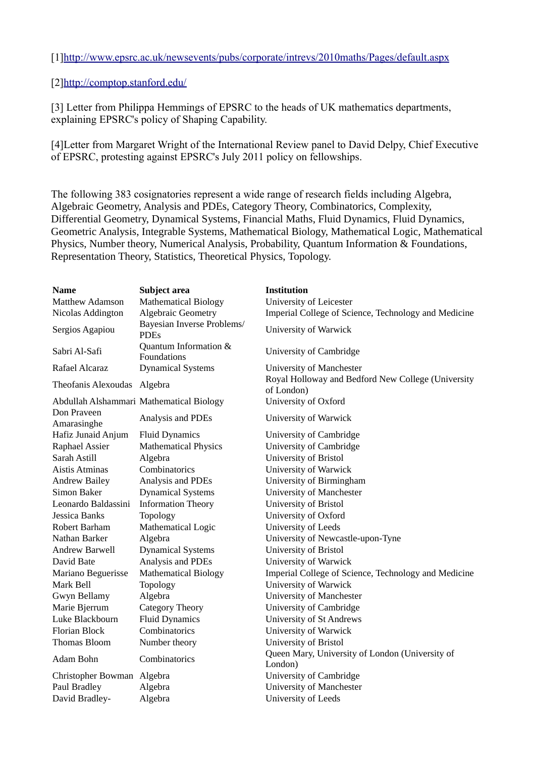[1]http://www.epsrc.ac.uk/newsevents/pubs/corporate/intrevs/2010maths/Pages/default.aspx

[2]http://comptop.stanford.edu/

[3] Letter from Philippa Hemmings of EPSRC to the heads of UK mathematics departments, explaining EPSRC's policy of Shaping Capability.

[4]Letter from Margaret Wright of the International Review panel to David Delpy, Chief Executive of EPSRC, protesting against EPSRC's July 2011 policy on fellowships.

The following 383 cosignatories represent a wide range of research fields including Algebra, Algebraic Geometry, Analysis and PDEs, Category Theory, Combinatorics, Complexity, Differential Geometry, Dynamical Systems, Financial Maths, Fluid Dynamics, Fluid Dynamics, Geometric Analysis, Integrable Systems, Mathematical Biology, Mathematical Logic, Mathematical Physics, Number theory, Numerical Analysis, Probability, Quantum Information & Foundations, Representation Theory, Statistics, Theoretical Physics, Topology.

| Name | Subject area | Institution |
|---|---|---|
| Matthew Adamson | Mathematical Biology | University of Leicester |
| Nicolas Addington | Algebraic Geometry | Imperial College of Science, Technology and Medicine |
| Sergios Agapiou | Bayesian Inverse Problems/ PDEs | University of Warwick |
| Sabri Al-Safi | Quantum Information & Foundations | University of Cambridge |
| Rafael Alcaraz | Dynamical Systems | University of Manchester |
| Theofanis Alexoudas | Algebra | Royal Holloway and Bedford New College (University of London) |
| Abdullah Alshammari | Mathematical Biology | University of Oxford |
| Don Praveen Amarasinghe | Analysis and PDEs | University of Warwick |
| Hafiz Junaid Anjum | Fluid Dynamics | University of Cambridge |
| Raphael Assier | Mathematical Physics | University of Cambridge |
| Sarah Astill | Algebra | University of Bristol |
| Aistis Atminas | Combinatorics | University of Warwick |
| Andrew Bailey | Analysis and PDEs | University of Birmingham |
| Simon Baker | Dynamical Systems | University of Manchester |
| Leonardo Baldassini | Information Theory | University of Bristol |
| Jessica Banks | Topology | University of Oxford |
| Robert Barham | Mathematical Logic | University of Leeds |
| Nathan Barker | Algebra | University of Newcastle-upon-Tyne |
| Andrew Barwell | Dynamical Systems | University of Bristol |
| David Bate | Analysis and PDEs | University of Warwick |
| Mariano Beguerisse | Mathematical Biology | Imperial College of Science, Technology and Medicine |
| Mark Bell | Topology | University of Warwick |
| Gwyn Bellamy | Algebra | University of Manchester |
| Marie Bjerrum | Category Theory | University of Cambridge |
| Luke Blackbourn | Fluid Dynamics | University of St Andrews |
| Florian Block | Combinatorics | University of Warwick |
| Thomas Bloom | Number theory | University of Bristol |
| Adam Bohn | Combinatorics | Queen Mary, University of London (University of London) |
| Christopher Bowman | Algebra | University of Cambridge |
| Paul Bradley | Algebra | University of Manchester |
| David Bradley- | Algebra | University of Leeds |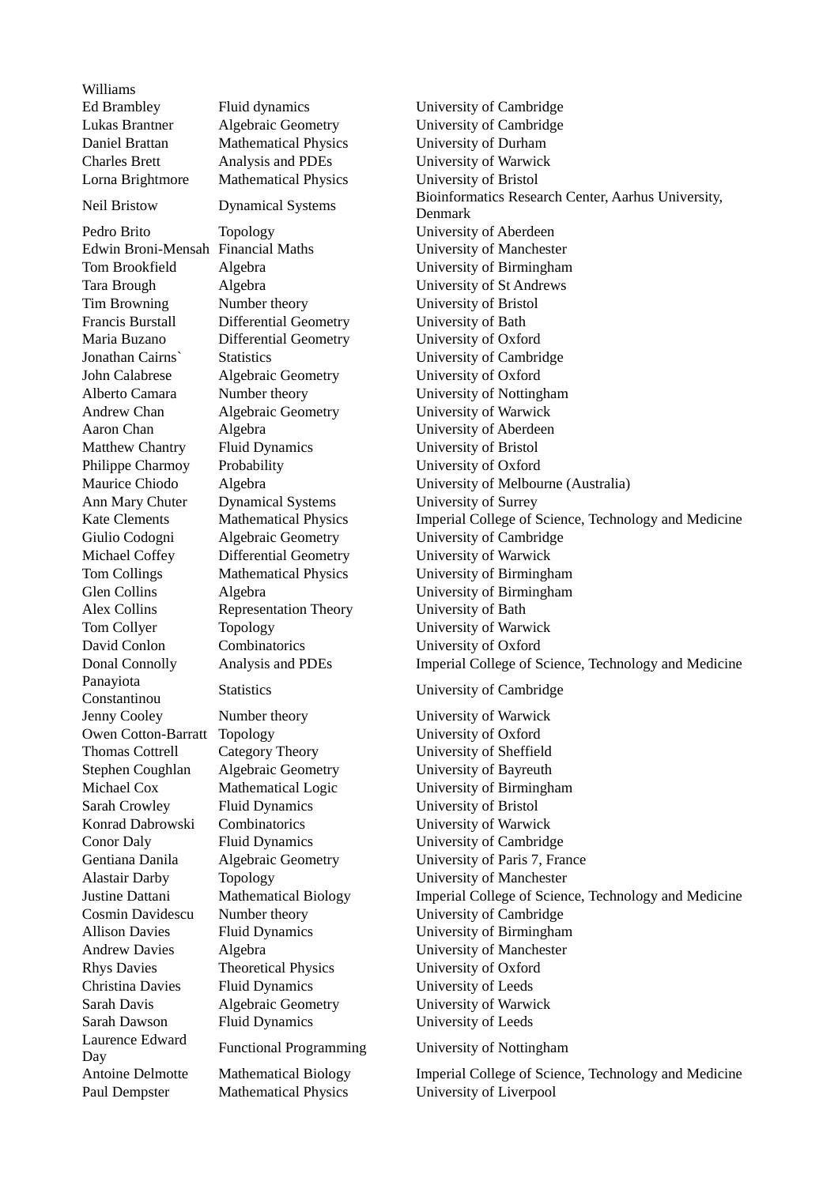| Williams | | |
|---|---|---|
| Ed Brambley | Fluid dynamics | University of Cambridge |
| Lukas Brantner | Algebraic Geometry | University of Cambridge |
| Daniel Brattan | Mathematical Physics | University of Durham |
| Charles Brett | Analysis and PDEs | University of Warwick |
| Lorna Brightmore | Mathematical Physics | University of Bristol |
| Neil Bristow | Dynamical Systems | Bioinformatics Research Center, Aarhus University, Denmark |
| Pedro Brito | Topology | University of Aberdeen |
| Edwin Broni-Mensah | Financial Maths | University of Manchester |
| Tom Brookfield | Algebra | University of Birmingham |
| Tara Brough | Algebra | University of St Andrews |
| Tim Browning | Number theory | University of Bristol |
| Francis Burstall | Differential Geometry | University of Bath |
| Maria Buzano | Differential Geometry | University of Oxford |
| Jonathan Cairns` | Statistics | University of Cambridge |
| John Calabrese | Algebraic Geometry | University of Oxford |
| Alberto Camara | Number theory | University of Nottingham |
| Andrew Chan | Algebraic Geometry | University of Warwick |
| Aaron Chan | Algebra | University of Aberdeen |
| Matthew Chantry | Fluid Dynamics | University of Bristol |
| Philippe Charmoy | Probability | University of Oxford |
| Maurice Chiodo | Algebra | University of Melbourne (Australia) |
| Ann Mary Chuter | Dynamical Systems | University of Surrey |
| Kate Clements | Mathematical Physics | Imperial College of Science, Technology and Medicine |
| Giulio Codogni | Algebraic Geometry | University of Cambridge |
| Michael Coffey | Differential Geometry | University of Warwick |
| Tom Collings | Mathematical Physics | University of Birmingham |
| Glen Collins | Algebra | University of Birmingham |
| Alex Collins | Representation Theory | University of Bath |
| Tom Collyer | Topology | University of Warwick |
| David Conlon | Combinatorics | University of Oxford |
| Donal Connolly | Analysis and PDEs | Imperial College of Science, Technology and Medicine |
| Panayiota Constantinou | Statistics | University of Cambridge |
| Jenny Cooley | Number theory | University of Warwick |
| Owen Cotton-Barratt | Topology | University of Oxford |
| Thomas Cottrell | Category Theory | University of Sheffield |
| Stephen Coughlan | Algebraic Geometry | University of Bayreuth |
| Michael Cox | Mathematical Logic | University of Birmingham |
| Sarah Crowley | Fluid Dynamics | University of Bristol |
| Konrad Dabrowski | Combinatorics | University of Warwick |
| Conor Daly | Fluid Dynamics | University of Cambridge |
| Gentiana Danila | Algebraic Geometry | University of Paris 7, France |
| Alastair Darby | Topology | University of Manchester |
| Justine Dattani | Mathematical Biology | Imperial College of Science, Technology and Medicine |
| Cosmin Davidescu | Number theory | University of Cambridge |
| Allison Davies | Fluid Dynamics | University of Birmingham |
| Andrew Davies | Algebra | University of Manchester |
| Rhys Davies | Theoretical Physics | University of Oxford |
| Christina Davies | Fluid Dynamics | University of Leeds |
| Sarah Davis | Algebraic Geometry | University of Warwick |
| Sarah Dawson | Fluid Dynamics | University of Leeds |
| Laurence Edward Day | Functional Programming | University of Nottingham |
| Antoine Delmotte | Mathematical Biology | Imperial College of Science, Technology and Medicine |
| Paul Dempster | Mathematical Physics | University of Liverpool |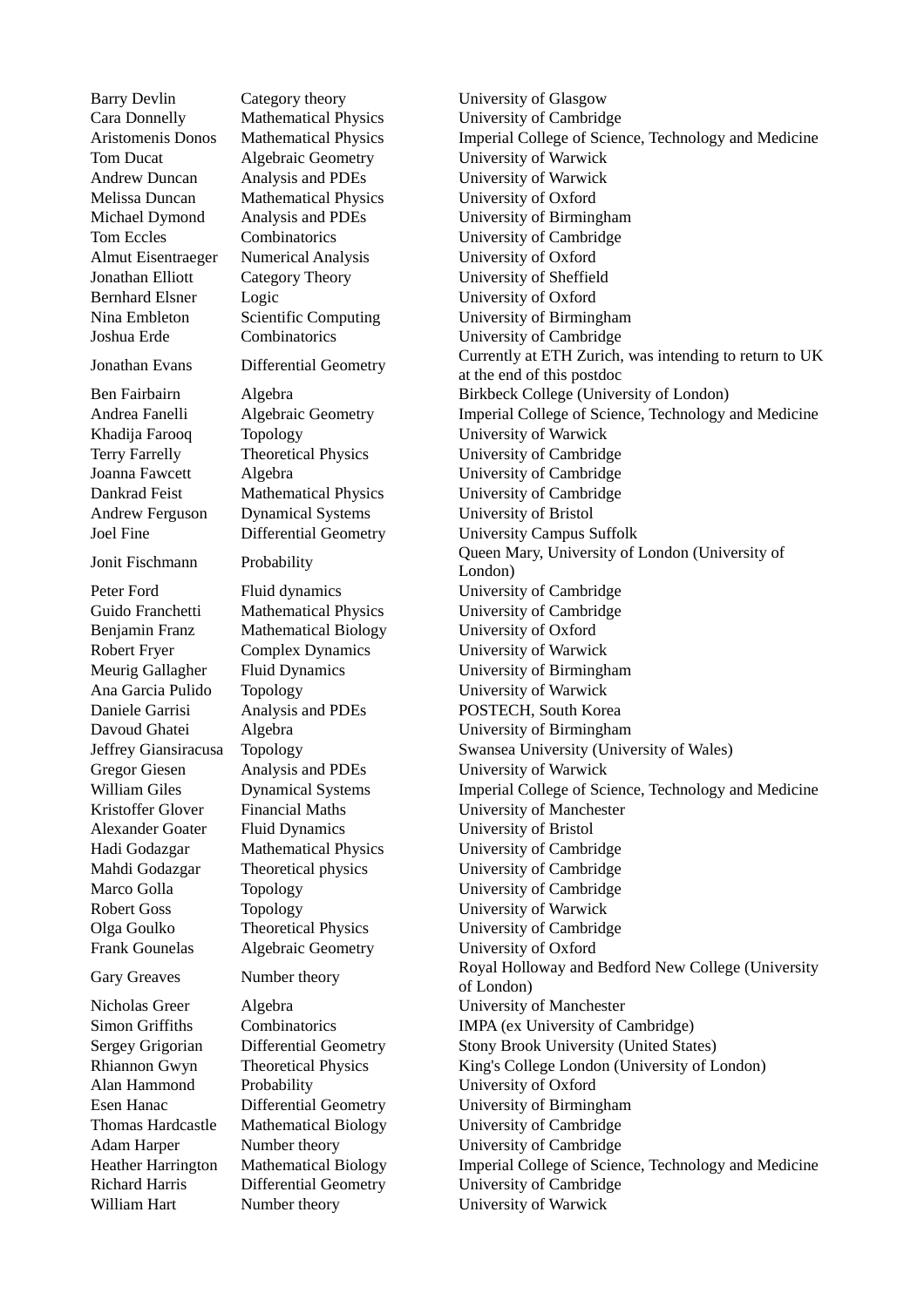| | | |
|---|---|---|
| Barry Devlin | Category theory | University of Glasgow |
| Cara Donnelly | Mathematical Physics | University of Cambridge |
| Aristomenis Donos | Mathematical Physics | Imperial College of Science, Technology and Medicine |
| Tom Ducat | Algebraic Geometry | University of Warwick |
| Andrew Duncan | Analysis and PDEs | University of Warwick |
| Melissa Duncan | Mathematical Physics | University of Oxford |
| Michael Dymond | Analysis and PDEs | University of Birmingham |
| Tom Eccles | Combinatorics | University of Cambridge |
| Almut Eisentraeger | Numerical Analysis | University of Oxford |
| Jonathan Elliott | Category Theory | University of Sheffield |
| Bernhard Elsner | Logic | University of Oxford |
| Nina Embleton | Scientific Computing | University of Birmingham |
| Joshua Erde | Combinatorics | University of Cambridge |
| Jonathan Evans | Differential Geometry | Currently at ETH Zurich, was intending to return to UK at the end of this postdoc |
| Ben Fairbairn | Algebra | Birkbeck College (University of London) |
| Andrea Fanelli | Algebraic Geometry | Imperial College of Science, Technology and Medicine |
| Khadija Farooq | Topology | University of Warwick |
| Terry Farrelly | Theoretical Physics | University of Cambridge |
| Joanna Fawcett | Algebra | University of Cambridge |
| Dankrad Feist | Mathematical Physics | University of Cambridge |
| Andrew Ferguson | Dynamical Systems | University of Bristol |
| Joel Fine | Differential Geometry | University Campus Suffolk |
| Jonit Fischmann | Probability | Queen Mary, University of London (University of London) |
| Peter Ford | Fluid dynamics | University of Cambridge |
| Guido Franchetti | Mathematical Physics | University of Cambridge |
| Benjamin Franz | Mathematical Biology | University of Oxford |
| Robert Fryer | Complex Dynamics | University of Warwick |
| Meurig Gallagher | Fluid Dynamics | University of Birmingham |
| Ana Garcia Pulido | Topology | University of Warwick |
| Daniele Garrisi | Analysis and PDEs | POSTECH, South Korea |
| Davoud Ghatei | Algebra | University of Birmingham |
| Jeffrey Giansiracusa | Topology | Swansea University (University of Wales) |
| Gregor Giesen | Analysis and PDEs | University of Warwick |
| William Giles | Dynamical Systems | Imperial College of Science, Technology and Medicine |
| Kristoffer Glover | Financial Maths | University of Manchester |
| Alexander Goater | Fluid Dynamics | University of Bristol |
| Hadi Godazgar | Mathematical Physics | University of Cambridge |
| Mahdi Godazgar | Theoretical physics | University of Cambridge |
| Marco Golla | Topology | University of Cambridge |
| Robert Goss | Topology | University of Warwick |
| Olga Goulko | Theoretical Physics | University of Cambridge |
| Frank Gounelas | Algebraic Geometry | University of Oxford |
| Gary Greaves | Number theory | Royal Holloway and Bedford New College (University of London) |
| Nicholas Greer | Algebra | University of Manchester |
| Simon Griffiths | Combinatorics | IMPA (ex University of Cambridge) |
| Sergey Grigorian | Differential Geometry | Stony Brook University (United States) |
| Rhiannon Gwyn | Theoretical Physics | King's College London (University of London) |
| Alan Hammond | Probability | University of Oxford |
| Esen Hanac | Differential Geometry | University of Birmingham |
| Thomas Hardcastle | Mathematical Biology | University of Cambridge |
| Adam Harper | Number theory | University of Cambridge |
| Heather Harrington | Mathematical Biology | Imperial College of Science, Technology and Medicine |
| Richard Harris | Differential Geometry | University of Cambridge |
| William Hart | Number theory | University of Warwick |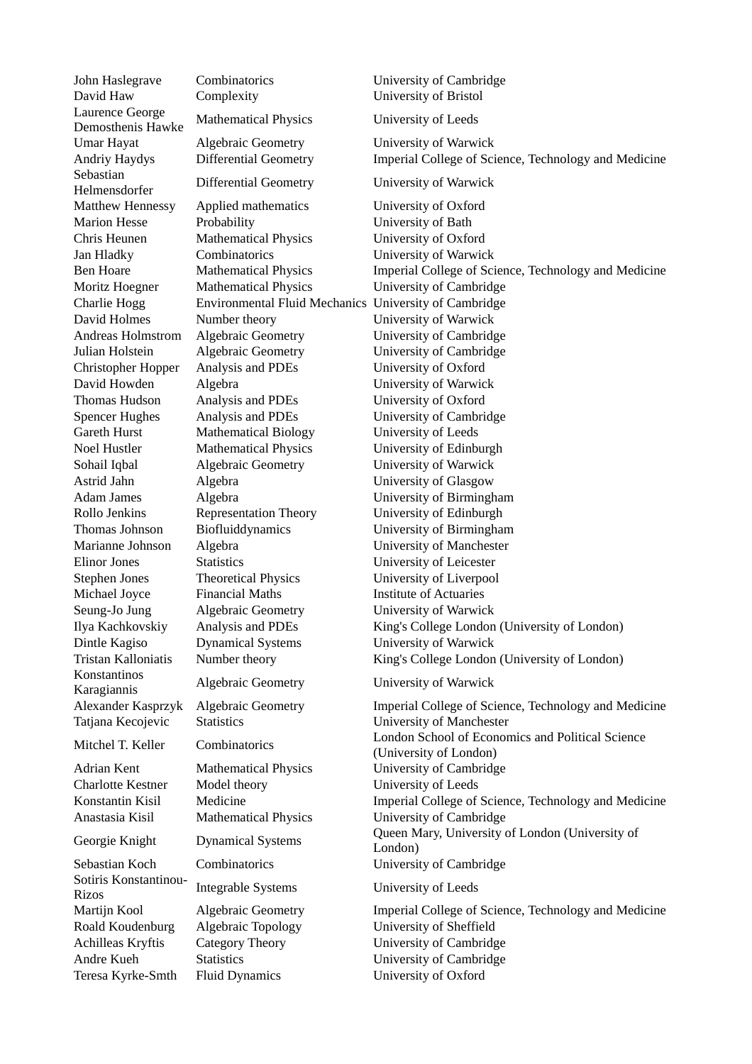| | | |
|---|---|---|
| John Haslegrave | Combinatorics | University of Cambridge |
| David Haw | Complexity | University of Bristol |
| Laurence George Demosthenis Hawke | Mathematical Physics | University of Leeds |
| Umar Hayat | Algebraic Geometry | University of Warwick |
| Andriy Haydys | Differential Geometry | Imperial College of Science, Technology and Medicine |
| Sebastian Helmensdorfer | Differential Geometry | University of Warwick |
| Matthew Hennessy | Applied mathematics | University of Oxford |
| Marion Hesse | Probability | University of Bath |
| Chris Heunen | Mathematical Physics | University of Oxford |
| Jan Hladky | Combinatorics | University of Warwick |
| Ben Hoare | Mathematical Physics | Imperial College of Science, Technology and Medicine |
| Moritz Hoegner | Mathematical Physics | University of Cambridge |
| Charlie Hogg | Environmental Fluid Mechanics | University of Cambridge |
| David Holmes | Number theory | University of Warwick |
| Andreas Holmstrom | Algebraic Geometry | University of Cambridge |
| Julian Holstein | Algebraic Geometry | University of Cambridge |
| Christopher Hopper | Analysis and PDEs | University of Oxford |
| David Howden | Algebra | University of Warwick |
| Thomas Hudson | Analysis and PDEs | University of Oxford |
| Spencer Hughes | Analysis and PDEs | University of Cambridge |
| Gareth Hurst | Mathematical Biology | University of Leeds |
| Noel Hustler | Mathematical Physics | University of Edinburgh |
| Sohail Iqbal | Algebraic Geometry | University of Warwick |
| Astrid Jahn | Algebra | University of Glasgow |
| Adam James | Algebra | University of Birmingham |
| Rollo Jenkins | Representation Theory | University of Edinburgh |
| Thomas Johnson | Biofluiddynamics | University of Birmingham |
| Marianne Johnson | Algebra | University of Manchester |
| Elinor Jones | Statistics | University of Leicester |
| Stephen Jones | Theoretical Physics | University of Liverpool |
| Michael Joyce | Financial Maths | Institute of Actuaries |
| Seung-Jo Jung | Algebraic Geometry | University of Warwick |
| Ilya Kachkovskiy | Analysis and PDEs | King's College London (University of London) |
| Dintle Kagiso | Dynamical Systems | University of Warwick |
| Tristan Kalloniatis | Number theory | King's College London (University of London) |
| Konstantinos Karagiannis | Algebraic Geometry | University of Warwick |
| Alexander Kasprzyk | Algebraic Geometry | Imperial College of Science, Technology and Medicine |
| Tatjana Kecojevic | Statistics | University of Manchester |
| Mitchel T. Keller | Combinatorics | London School of Economics and Political Science (University of London) |
| Adrian Kent | Mathematical Physics | University of Cambridge |
| Charlotte Kestner | Model theory | University of Leeds |
| Konstantin Kisil | Medicine | Imperial College of Science, Technology and Medicine |
| Anastasia Kisil | Mathematical Physics | University of Cambridge |
| Georgie Knight | Dynamical Systems | Queen Mary, University of London (University of London) |
| Sebastian Koch | Combinatorics | University of Cambridge |
| Sotiris Konstantinou-Rizos | Integrable Systems | University of Leeds |
| Martijn Kool | Algebraic Geometry | Imperial College of Science, Technology and Medicine |
| Roald Koudenburg | Algebraic Topology | University of Sheffield |
| Achilleas Kryftis | Category Theory | University of Cambridge |
| Andre Kueh | Statistics | University of Cambridge |
| Teresa Kyrke-Smth | Fluid Dynamics | University of Oxford |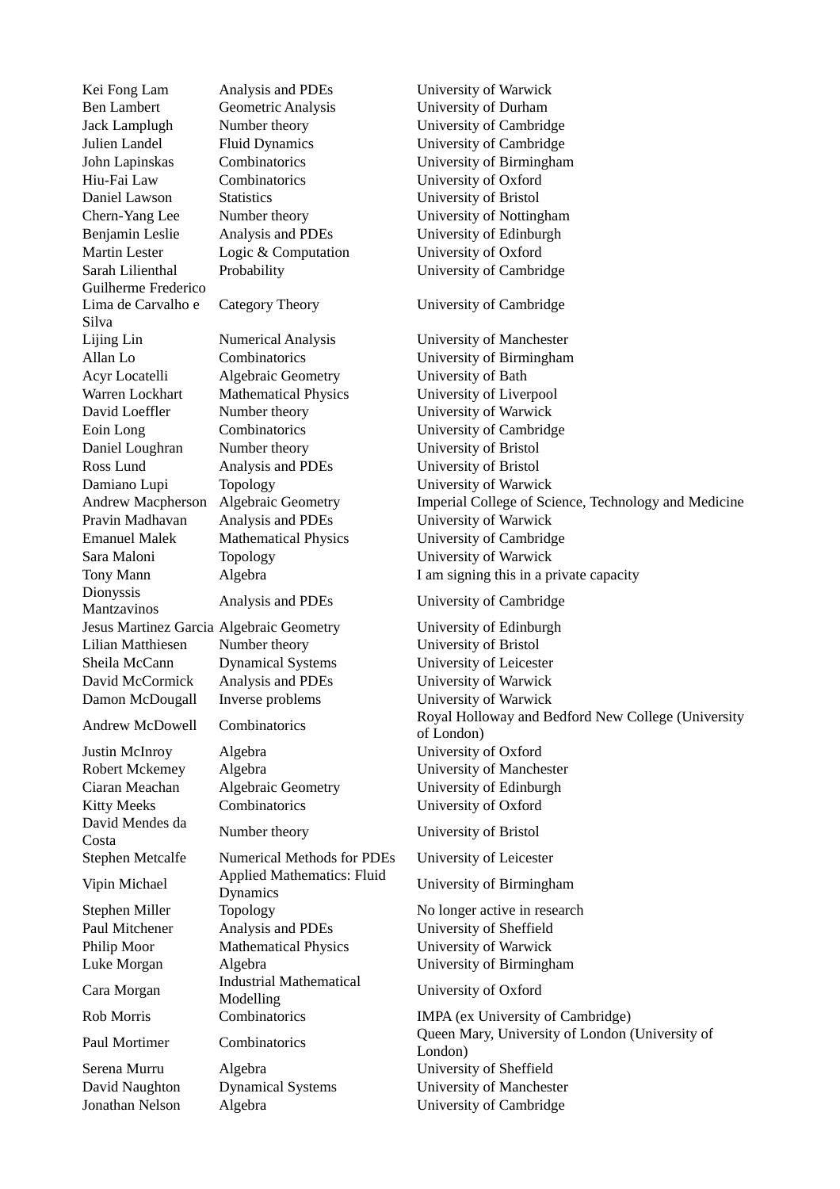| | | |
|---|---|---|
| Kei Fong Lam | Analysis and PDEs | University of Warwick |
| Ben Lambert | Geometric Analysis | University of Durham |
| Jack Lamplugh | Number theory | University of Cambridge |
| Julien Landel | Fluid Dynamics | University of Cambridge |
| John Lapinskas | Combinatorics | University of Birmingham |
| Hiu-Fai Law | Combinatorics | University of Oxford |
| Daniel Lawson | Statistics | University of Bristol |
| Chern-Yang Lee | Number theory | University of Nottingham |
| Benjamin Leslie | Analysis and PDEs | University of Edinburgh |
| Martin Lester | Logic & Computation | University of Oxford |
| Sarah Lilienthal | Probability | University of Cambridge |
| Guilherme Frederico Lima de Carvalho e Silva | Category Theory | University of Cambridge |
| Lijing Lin | Numerical Analysis | University of Manchester |
| Allan Lo | Combinatorics | University of Birmingham |
| Acyr Locatelli | Algebraic Geometry | University of Bath |
| Warren Lockhart | Mathematical Physics | University of Liverpool |
| David Loeffler | Number theory | University of Warwick |
| Eoin Long | Combinatorics | University of Cambridge |
| Daniel Loughran | Number theory | University of Bristol |
| Ross Lund | Analysis and PDEs | University of Bristol |
| Damiano Lupi | Topology | University of Warwick |
| Andrew Macpherson | Algebraic Geometry | Imperial College of Science, Technology and Medicine |
| Pravin Madhavan | Analysis and PDEs | University of Warwick |
| Emanuel Malek | Mathematical Physics | University of Cambridge |
| Sara Maloni | Topology | University of Warwick |
| Tony Mann | Algebra | I am signing this in a private capacity |
| Dionyssis Mantzavinos | Analysis and PDEs | University of Cambridge |
| Jesus Martinez Garcia | Algebraic Geometry | University of Edinburgh |
| Lilian Matthiesen | Number theory | University of Bristol |
| Sheila McCann | Dynamical Systems | University of Leicester |
| David McCormick | Analysis and PDEs | University of Warwick |
| Damon McDougall | Inverse problems | University of Warwick |
| Andrew McDowell | Combinatorics | Royal Holloway and Bedford New College (University of London) |
| Justin McInroy | Algebra | University of Oxford |
| Robert Mckemey | Algebra | University of Manchester |
| Ciaran Meachan | Algebraic Geometry | University of Edinburgh |
| Kitty Meeks | Combinatorics | University of Oxford |
| David Mendes da Costa | Number theory | University of Bristol |
| Stephen Metcalfe | Numerical Methods for PDEs | University of Leicester |
| Vipin Michael | Applied Mathematics: Fluid Dynamics | University of Birmingham |
| Stephen Miller | Topology | No longer active in research |
| Paul Mitchener | Analysis and PDEs | University of Sheffield |
| Philip Moor | Mathematical Physics | University of Warwick |
| Luke Morgan | Algebra | University of Birmingham |
| Cara Morgan | Industrial Mathematical Modelling | University of Oxford |
| Rob Morris | Combinatorics | IMPA (ex University of Cambridge) |
| Paul Mortimer | Combinatorics | Queen Mary, University of London (University of London) |
| Serena Murru | Algebra | University of Sheffield |
| David Naughton | Dynamical Systems | University of Manchester |
| Jonathan Nelson | Algebra | University of Cambridge |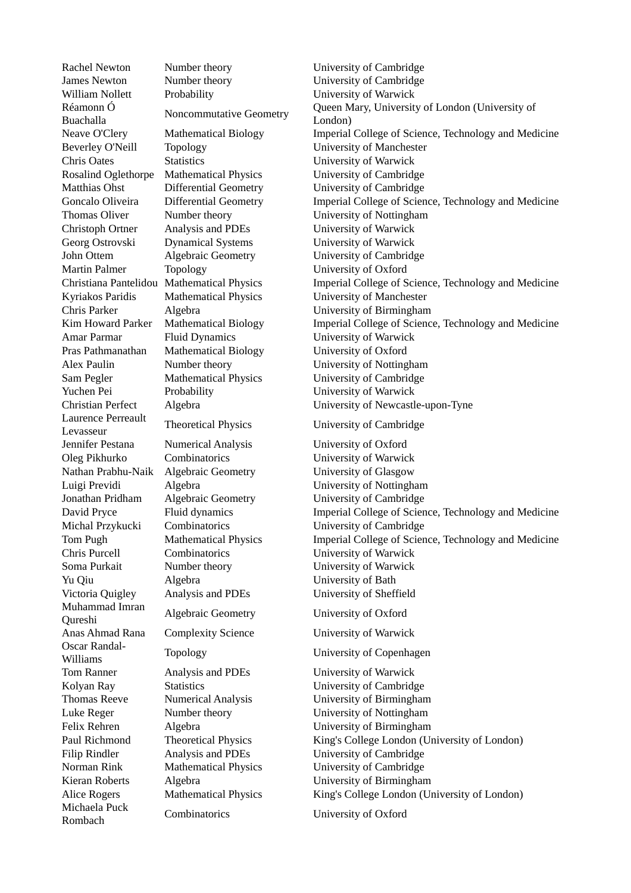| | | |
|---|---|---|
| Rachel Newton | Number theory | University of Cambridge |
| James Newton | Number theory | University of Cambridge |
| William Nollett | Probability | University of Warwick |
| Réamonn Ó Buachalla | Noncommutative Geometry | Queen Mary, University of London (University of London) |
| Neave O'Clery | Mathematical Biology | Imperial College of Science, Technology and Medicine |
| Beverley O'Neill | Topology | University of Manchester |
| Chris Oates | Statistics | University of Warwick |
| Rosalind Oglethorpe | Mathematical Physics | University of Cambridge |
| Matthias Ohst | Differential Geometry | University of Cambridge |
| Goncalo Oliveira | Differential Geometry | Imperial College of Science, Technology and Medicine |
| Thomas Oliver | Number theory | University of Nottingham |
| Christoph Ortner | Analysis and PDEs | University of Warwick |
| Georg Ostrovski | Dynamical Systems | University of Warwick |
| John Ottem | Algebraic Geometry | University of Cambridge |
| Martin Palmer | Topology | University of Oxford |
| Christiana Pantelidou | Mathematical Physics | Imperial College of Science, Technology and Medicine |
| Kyriakos Paridis | Mathematical Physics | University of Manchester |
| Chris Parker | Algebra | University of Birmingham |
| Kim Howard Parker | Mathematical Biology | Imperial College of Science, Technology and Medicine |
| Amar Parmar | Fluid Dynamics | University of Warwick |
| Pras Pathmanathan | Mathematical Biology | University of Oxford |
| Alex Paulin | Number theory | University of Nottingham |
| Sam Pegler | Mathematical Physics | University of Cambridge |
| Yuchen Pei | Probability | University of Warwick |
| Christian Perfect | Algebra | University of Newcastle-upon-Tyne |
| Laurence Perreault Levasseur | Theoretical Physics | University of Cambridge |
| Jennifer Pestana | Numerical Analysis | University of Oxford |
| Oleg Pikhurko | Combinatorics | University of Warwick |
| Nathan Prabhu-Naik | Algebraic Geometry | University of Glasgow |
| Luigi Previdi | Algebra | University of Nottingham |
| Jonathan Pridham | Algebraic Geometry | University of Cambridge |
| David Pryce | Fluid dynamics | Imperial College of Science, Technology and Medicine |
| Michal Przykucki | Combinatorics | University of Cambridge |
| Tom Pugh | Mathematical Physics | Imperial College of Science, Technology and Medicine |
| Chris Purcell | Combinatorics | University of Warwick |
| Soma Purkait | Number theory | University of Warwick |
| Yu Qiu | Algebra | University of Bath |
| Victoria Quigley | Analysis and PDEs | University of Sheffield |
| Muhammad Imran Qureshi | Algebraic Geometry | University of Oxford |
| Anas Ahmad Rana | Complexity Science | University of Warwick |
| Oscar Randal-Williams | Topology | University of Copenhagen |
| Tom Ranner | Analysis and PDEs | University of Warwick |
| Kolyan Ray | Statistics | University of Cambridge |
| Thomas Reeve | Numerical Analysis | University of Birmingham |
| Luke Reger | Number theory | University of Nottingham |
| Felix Rehren | Algebra | University of Birmingham |
| Paul Richmond | Theoretical Physics | King's College London (University of London) |
| Filip Rindler | Analysis and PDEs | University of Cambridge |
| Norman Rink | Mathematical Physics | University of Cambridge |
| Kieran Roberts | Algebra | University of Birmingham |
| Alice Rogers | Mathematical Physics | King's College London (University of London) |
| Michaela Puck Rombach | Combinatorics | University of Oxford |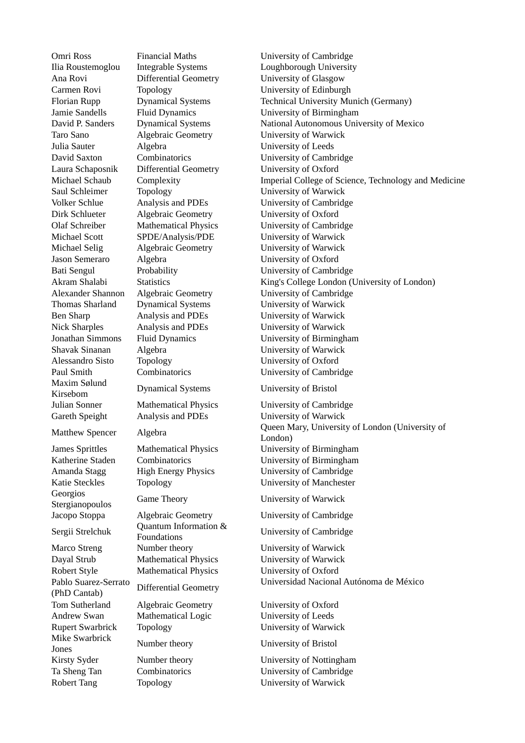| | | |
|---|---|---|
| Omri Ross | Financial Maths | University of Cambridge |
| Ilia Roustemoglou | Integrable Systems | Loughborough University |
| Ana Rovi | Differential Geometry | University of Glasgow |
| Carmen Rovi | Topology | University of Edinburgh |
| Florian Rupp | Dynamical Systems | Technical University Munich (Germany) |
| Jamie Sandells | Fluid Dynamics | University of Birmingham |
| David P. Sanders | Dynamical Systems | National Autonomous University of Mexico |
| Taro Sano | Algebraic Geometry | University of Warwick |
| Julia Sauter | Algebra | University of Leeds |
| David Saxton | Combinatorics | University of Cambridge |
| Laura Schaposnik | Differential Geometry | University of Oxford |
| Michael Schaub | Complexity | Imperial College of Science, Technology and Medicine |
| Saul Schleimer | Topology | University of Warwick |
| Volker Schlue | Analysis and PDEs | University of Cambridge |
| Dirk Schlueter | Algebraic Geometry | University of Oxford |
| Olaf Schreiber | Mathematical Physics | University of Cambridge |
| Michael Scott | SPDE/Analysis/PDE | University of Warwick |
| Michael Selig | Algebraic Geometry | University of Warwick |
| Jason Semeraro | Algebra | University of Oxford |
| Bati Sengul | Probability | University of Cambridge |
| Akram Shalabi | Statistics | King's College London (University of London) |
| Alexander Shannon | Algebraic Geometry | University of Cambridge |
| Thomas Sharland | Dynamical Systems | University of Warwick |
| Ben Sharp | Analysis and PDEs | University of Warwick |
| Nick Sharples | Analysis and PDEs | University of Warwick |
| Jonathan Simmons | Fluid Dynamics | University of Birmingham |
| Shavak Sinanan | Algebra | University of Warwick |
| Alessandro Sisto | Topology | University of Oxford |
| Paul Smith | Combinatorics | University of Cambridge |
| Maxim Sølund Kirsebom | Dynamical Systems | University of Bristol |
| Julian Sonner | Mathematical Physics | University of Cambridge |
| Gareth Speight | Analysis and PDEs | University of Warwick |
| Matthew Spencer | Algebra | Queen Mary, University of London (University of London) |
| James Sprittles | Mathematical Physics | University of Birmingham |
| Katherine Staden | Combinatorics | University of Birmingham |
| Amanda Stagg | High Energy Physics | University of Cambridge |
| Katie Steckles | Topology | University of Manchester |
| Georgios Stergianopoulos | Game Theory | University of Warwick |
| Jacopo Stoppa | Algebraic Geometry | University of Cambridge |
| Sergii Strelchuk | Quantum Information & Foundations | University of Cambridge |
| Marco Streng | Number theory | University of Warwick |
| Dayal Strub | Mathematical Physics | University of Warwick |
| Robert Style | Mathematical Physics | University of Oxford |
| Pablo Suarez-Serrato (PhD Cantab) | Differential Geometry | Universidad Nacional Autónoma de México |
| Tom Sutherland | Algebraic Geometry | University of Oxford |
| Andrew Swan | Mathematical Logic | University of Leeds |
| Rupert Swarbrick | Topology | University of Warwick |
| Mike Swarbrick Jones | Number theory | University of Bristol |
| Kirsty Syder | Number theory | University of Nottingham |
| Ta Sheng Tan | Combinatorics | University of Cambridge |
| Robert Tang | Topology | University of Warwick |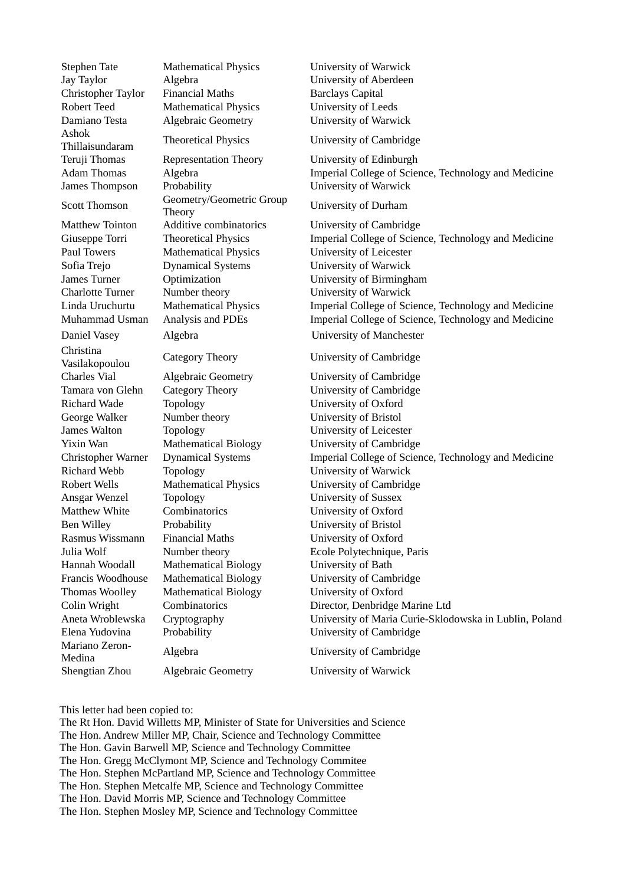| | | |
|---|---|---|
| Stephen Tate | Mathematical Physics | University of Warwick |
| Jay Taylor | Algebra | University of Aberdeen |
| Christopher Taylor | Financial Maths | Barclays Capital |
| Robert Teed | Mathematical Physics | University of Leeds |
| Damiano Testa | Algebraic Geometry | University of Warwick |
| Ashok Thillaisundaram | Theoretical Physics | University of Cambridge |
| Teruji Thomas | Representation Theory | University of Edinburgh |
| Adam Thomas | Algebra | Imperial College of Science, Technology and Medicine |
| James Thompson | Probability | University of Warwick |
| Scott Thomson | Geometry/Geometric Group Theory | University of Durham |
| Matthew Tointon | Additive combinatorics | University of Cambridge |
| Giuseppe Torri | Theoretical Physics | Imperial College of Science, Technology and Medicine |
| Paul Towers | Mathematical Physics | University of Leicester |
| Sofia Trejo | Dynamical Systems | University of Warwick |
| James Turner | Optimization | University of Birmingham |
| Charlotte Turner | Number theory | University of Warwick |
| Linda Uruchurtu | Mathematical Physics | Imperial College of Science, Technology and Medicine |
| Muhammad Usman | Analysis and PDEs | Imperial College of Science, Technology and Medicine |
| Daniel Vasey | Algebra | University of Manchester |
| Christina Vasilakopoulou | Category Theory | University of Cambridge |
| Charles Vial | Algebraic Geometry | University of Cambridge |
| Tamara von Glehn | Category Theory | University of Cambridge |
| Richard Wade | Topology | University of Oxford |
| George Walker | Number theory | University of Bristol |
| James Walton | Topology | University of Leicester |
| Yixin Wan | Mathematical Biology | University of Cambridge |
| Christopher Warner | Dynamical Systems | Imperial College of Science, Technology and Medicine |
| Richard Webb | Topology | University of Warwick |
| Robert Wells | Mathematical Physics | University of Cambridge |
| Ansgar Wenzel | Topology | University of Sussex |
| Matthew White | Combinatorics | University of Oxford |
| Ben Willey | Probability | University of Bristol |
| Rasmus Wissmann | Financial Maths | University of Oxford |
| Julia Wolf | Number theory | Ecole Polytechnique, Paris |
| Hannah Woodall | Mathematical Biology | University of Bath |
| Francis Woodhouse | Mathematical Biology | University of Cambridge |
| Thomas Woolley | Mathematical Biology | University of Oxford |
| Colin Wright | Combinatorics | Director, Denbridge Marine Ltd |
| Aneta Wroblewska | Cryptography | University of Maria Curie-Sklodowska in Lublin, Poland |
| Elena Yudovina | Probability | University of Cambridge |
| Mariano Zeron-Medina | Algebra | University of Cambridge |
| Shengtian Zhou | Algebraic Geometry | University of Warwick |

This letter had been copied to:
The Rt Hon. David Willetts MP, Minister of State for Universities and Science
The Hon. Andrew Miller MP, Chair, Science and Technology Committee
The Hon. Gavin Barwell MP, Science and Technology Committee
The Hon. Gregg McClymont MP, Science and Technology Commitee
The Hon. Stephen McPartland MP, Science and Technology Committee
The Hon. Stephen Metcalfe MP, Science and Technology Committee
The Hon. David Morris MP, Science and Technology Committee
The Hon. Stephen Mosley MP, Science and Technology Committee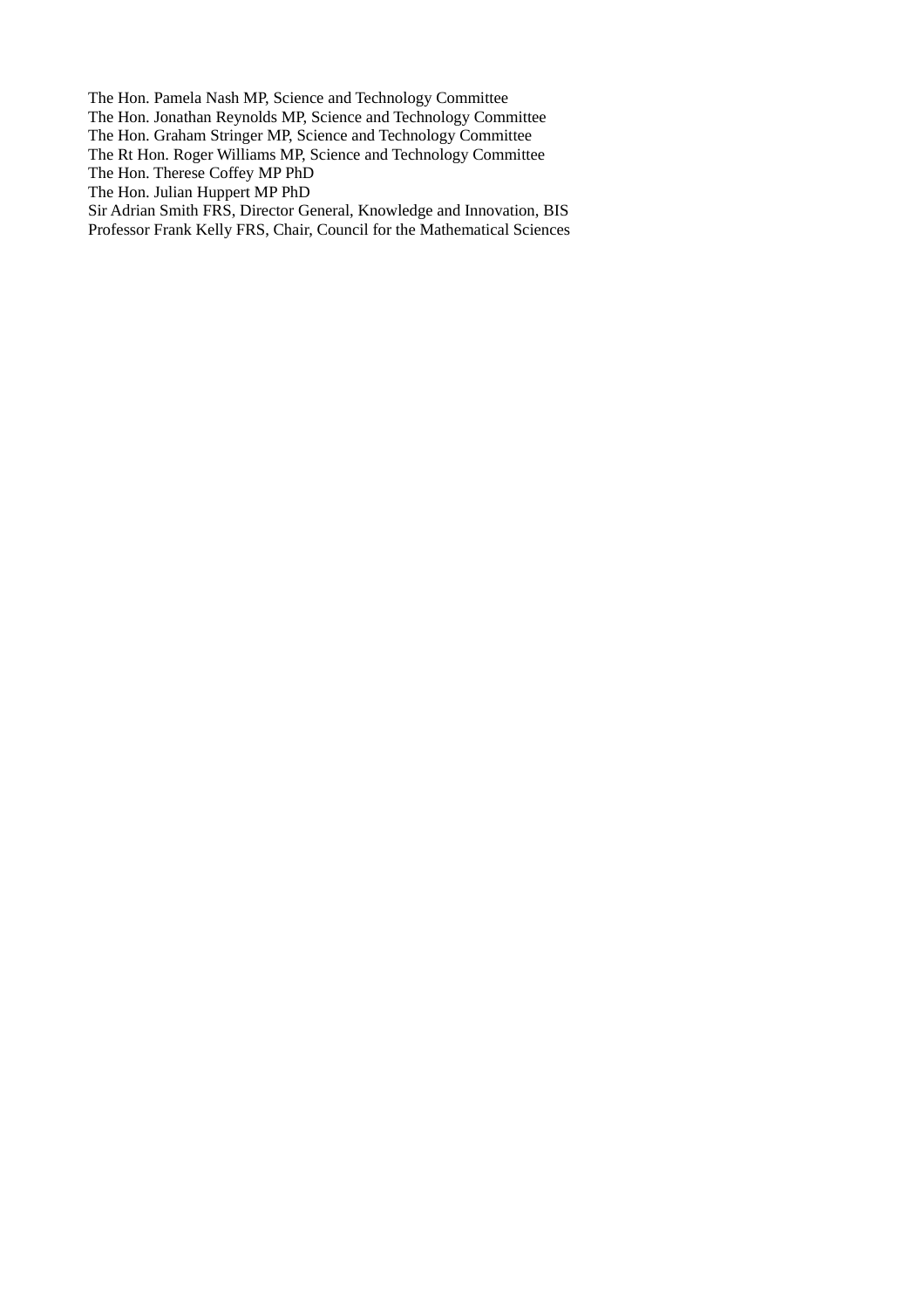The Hon. Pamela Nash MP, Science and Technology Committee
The Hon. Jonathan Reynolds MP, Science and Technology Committee
The Hon. Graham Stringer MP, Science and Technology Committee
The Rt Hon. Roger Williams MP, Science and Technology Committee
The Hon. Therese Coffey MP PhD
The Hon. Julian Huppert MP PhD
Sir Adrian Smith FRS, Director General, Knowledge and Innovation, BIS
Professor Frank Kelly FRS, Chair, Council for the Mathematical Sciences